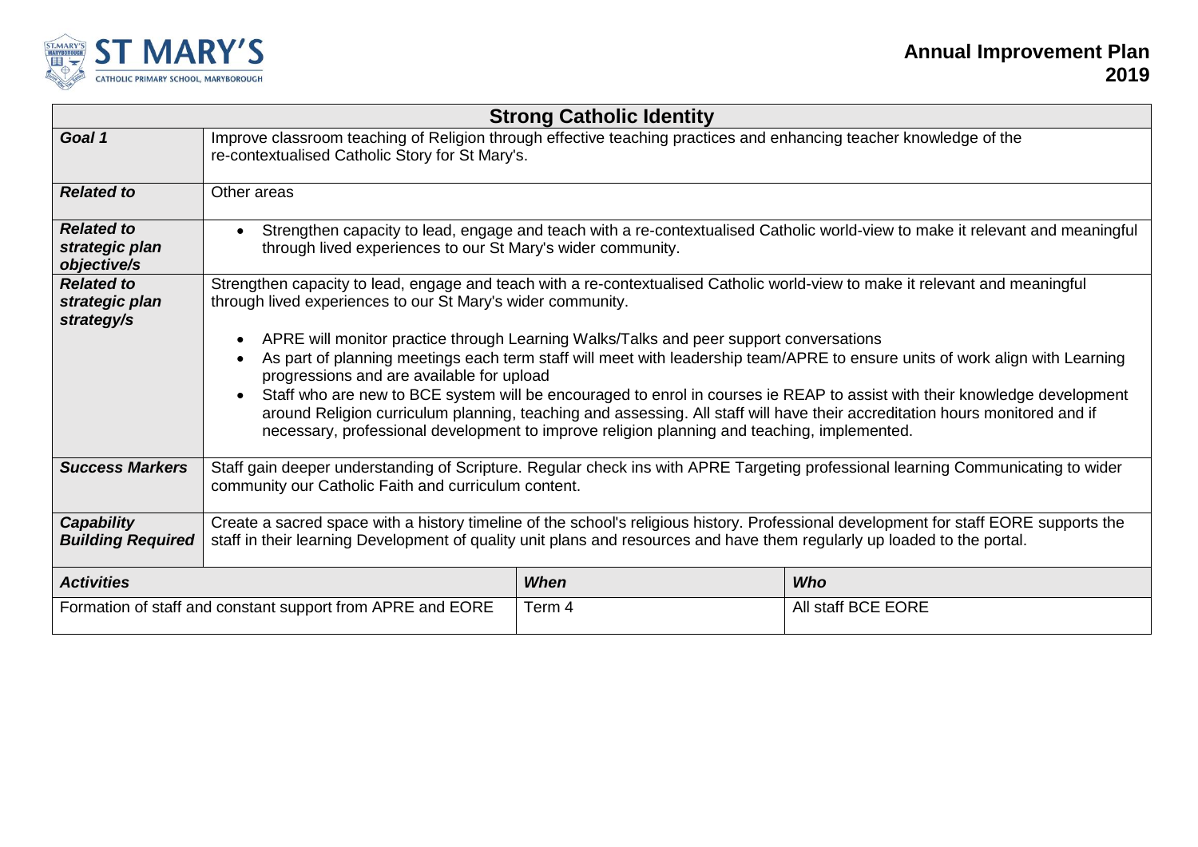# Annual Improvement Plan 2019

ST MARY'S CATHOLIC PRIMARY SCHOOL, MARYBOROUGH

## Strong Catholic Identity

| | |
|---|---|
| ***Goal 1*** | Improve classroom teaching of Religion through effective teaching practices and enhancing teacher knowledge of the re-contextualised Catholic Story for St Mary's. |
| ***Related to*** | Other areas |
| ***Related to strategic plan objective/s*** | • Strengthen capacity to lead, engage and teach with a re-contextualised Catholic world-view to make it relevant and meaningful through lived experiences to our St Mary's wider community. |
| ***Related to strategic plan strategy/s*** | Strengthen capacity to lead, engage and teach with a re-contextualised Catholic world-view to make it relevant and meaningful through lived experiences to our St Mary's wider community.<br><br>• APRE will monitor practice through Learning Walks/Talks and peer support conversations<br>• As part of planning meetings each term staff will meet with leadership team/APRE to ensure units of work align with Learning progressions and are available for upload<br>• Staff who are new to BCE system will be encouraged to enrol in courses ie REAP to assist with their knowledge development around Religion curriculum planning, teaching and assessing. All staff will have their accreditation hours monitored and if necessary, professional development to improve religion planning and teaching, implemented. |
| ***Success Markers*** | Staff gain deeper understanding of Scripture. Regular check ins with APRE Targeting professional learning Communicating to wider community our Catholic Faith and curriculum content. |
| ***Capability Building Required*** | Create a sacred space with a history timeline of the school's religious history. Professional development for staff EORE supports the staff in their learning Development of quality unit plans and resources and have them regularly up loaded to the portal. |

| ***Activities*** | ***When*** | ***Who*** |
|---|---|---|
| Formation of staff and constant support from APRE and EORE | Term 4 | All staff BCE EORE |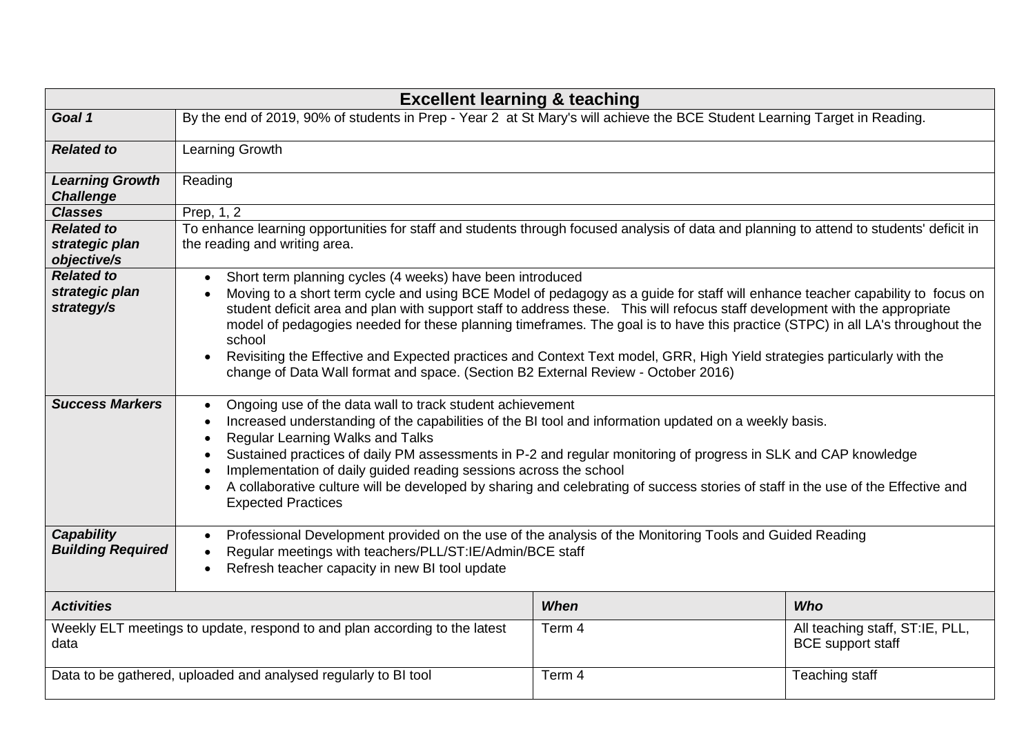| **Excellent learning & teaching** | | |
|---|---|---|
| ***Goal 1*** | By the end of 2019, 90% of students in Prep - Year 2 at St Mary's will achieve the BCE Student Learning Target in Reading. | |
| ***Related to*** | Learning Growth | |
| ***Learning Growth Challenge*** | Reading | |
| ***Classes*** | Prep, 1, 2 | |
| ***Related to strategic plan objective/s*** | To enhance learning opportunities for staff and students through focused analysis of data and planning to attend to students' deficit in the reading and writing area. | |
| ***Related to strategic plan strategy/s*** | • Short term planning cycles (4 weeks) have been introduced<br>• Moving to a short term cycle and using BCE Model of pedagogy as a guide for staff will enhance teacher capability to focus on student deficit area and plan with support staff to address these. This will refocus staff development with the appropriate model of pedagogies needed for these planning timeframes. The goal is to have this practice (STPC) in all LA's throughout the school<br>• Revisiting the Effective and Expected practices and Context Text model, GRR, High Yield strategies particularly with the change of Data Wall format and space. (Section B2 External Review - October 2016) | |
| ***Success Markers*** | • Ongoing use of the data wall to track student achievement<br>• Increased understanding of the capabilities of the BI tool and information updated on a weekly basis.<br>• Regular Learning Walks and Talks<br>• Sustained practices of daily PM assessments in P-2 and regular monitoring of progress in SLK and CAP knowledge<br>• Implementation of daily guided reading sessions across the school<br>• A collaborative culture will be developed by sharing and celebrating of success stories of staff in the use of the Effective and Expected Practices | |
| ***Capability Building Required*** | • Professional Development provided on the use of the analysis of the Monitoring Tools and Guided Reading<br>• Regular meetings with teachers/PLL/ST:IE/Admin/BCE staff<br>• Refresh teacher capacity in new BI tool update | |
| ***Activities*** | ***When*** | ***Who*** |
| Weekly ELT meetings to update, respond to and plan according to the latest data | Term 4 | All teaching staff, ST:IE, PLL, BCE support staff |
| Data to be gathered, uploaded and analysed regularly to BI tool | Term 4 | Teaching staff |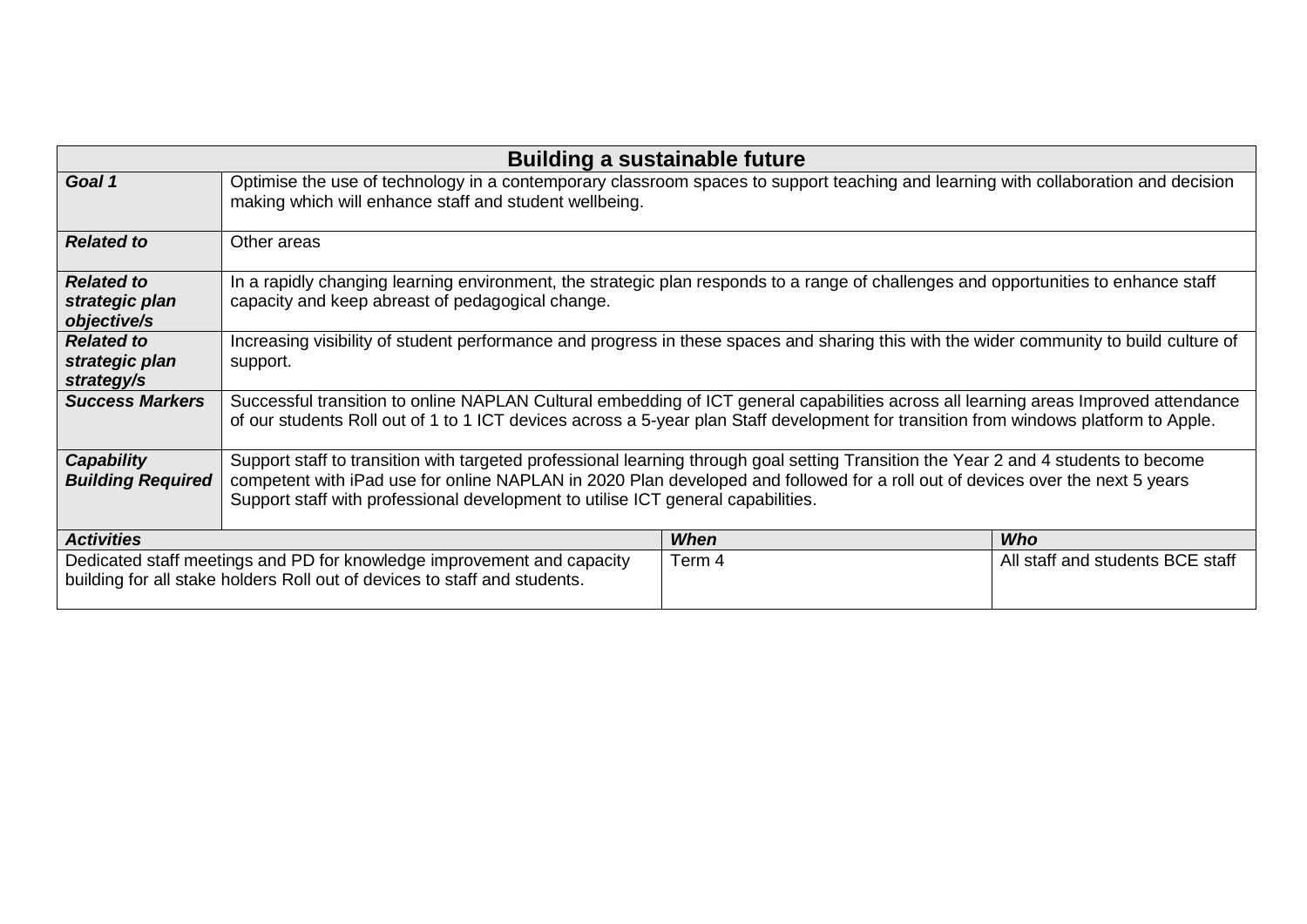| Building a sustainable future | | | |
|---|---|---|---|
| ***Goal 1*** | Optimise the use of technology in a contemporary classroom spaces to support teaching and learning with collaboration and decision making which will enhance staff and student wellbeing. | | |
| ***Related to*** | Other areas | | |
| ***Related to strategic plan objective/s*** | In a rapidly changing learning environment, the strategic plan responds to a range of challenges and opportunities to enhance staff capacity and keep abreast of pedagogical change. | | |
| ***Related to strategic plan strategy/s*** | Increasing visibility of student performance and progress in these spaces and sharing this with the wider community to build culture of support. | | |
| ***Success Markers*** | Successful transition to online NAPLAN Cultural embedding of ICT general capabilities across all learning areas Improved attendance of our students Roll out of 1 to 1 ICT devices across a 5-year plan Staff development for transition from windows platform to Apple. | | |
| ***Capability Building Required*** | Support staff to transition with targeted professional learning through goal setting Transition the Year 2 and 4 students to become competent with iPad use for online NAPLAN in 2020 Plan developed and followed for a roll out of devices over the next 5 years Support staff with professional development to utilise ICT general capabilities. | | |
| ***Activities*** | | ***When*** | ***Who*** |
| Dedicated staff meetings and PD for knowledge improvement and capacity building for all stake holders Roll out of devices to staff and students. | | Term 4 | All staff and students BCE staff |